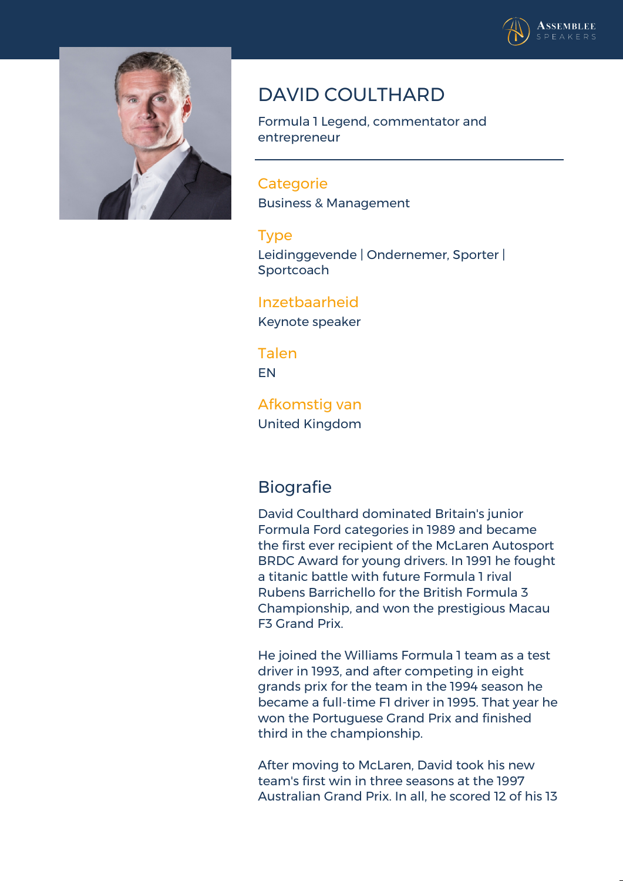# DAVID COULTHARD

Formula 1 Legend, commentator and entrepreneur

### Categorie

Business & Management

### Type

Leidinggevende | Ondernemer, Sporter | Sportcoach

### Inzetbaarheid

Keynote speaker

### Talen

EN

### Afkomstig van

United Kingdom

## Biografie

David Coulthard dominated Britain's junior Formula Ford categories in 1989 and became the first ever recipient of the McLaren Autosport BRDC Award for young drivers. In 1991 he fought a titanic battle with future Formula 1 rival Rubens Barrichello for the British Formula 3 Championship, and won the prestigious Macau F3 Grand Prix.

He joined the Williams Formula 1 team as a test driver in 1993, and after competing in eight grands prix for the team in the 1994 season he became a full-time F1 driver in 1995. That year he won the Portuguese Grand Prix and finished third in the championship.

After moving to McLaren, David took his new team's first win in three seasons at the 1997 Australian Grand Prix. In all, he scored 12 of his 13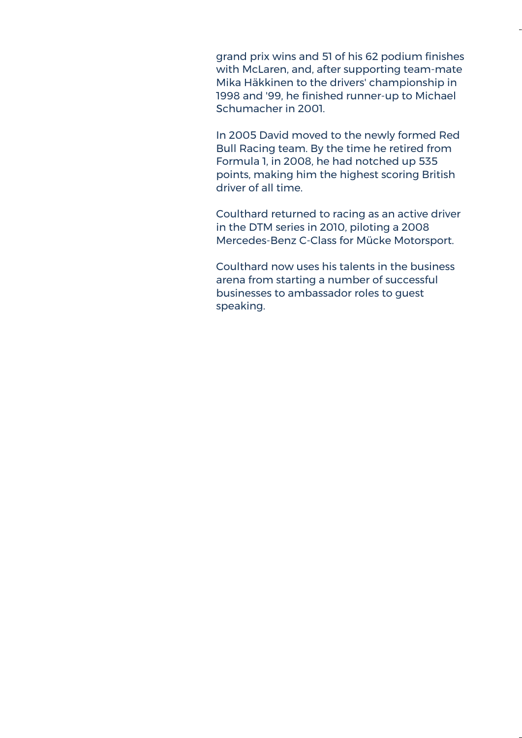grand prix wins and 51 of his 62 podium finishes with McLaren, and, after supporting team-mate Mika Häkkinen to the drivers' championship in 1998 and '99, he finished runner-up to Michael Schumacher in 2001.

In 2005 David moved to the newly formed Red Bull Racing team. By the time he retired from Formula 1, in 2008, he had notched up 535 points, making him the highest scoring British driver of all time.

Coulthard returned to racing as an active driver in the DTM series in 2010, piloting a 2008 Mercedes-Benz C-Class for Mücke Motorsport.

Coulthard now uses his talents in the business arena from starting a number of successful businesses to ambassador roles to guest speaking.